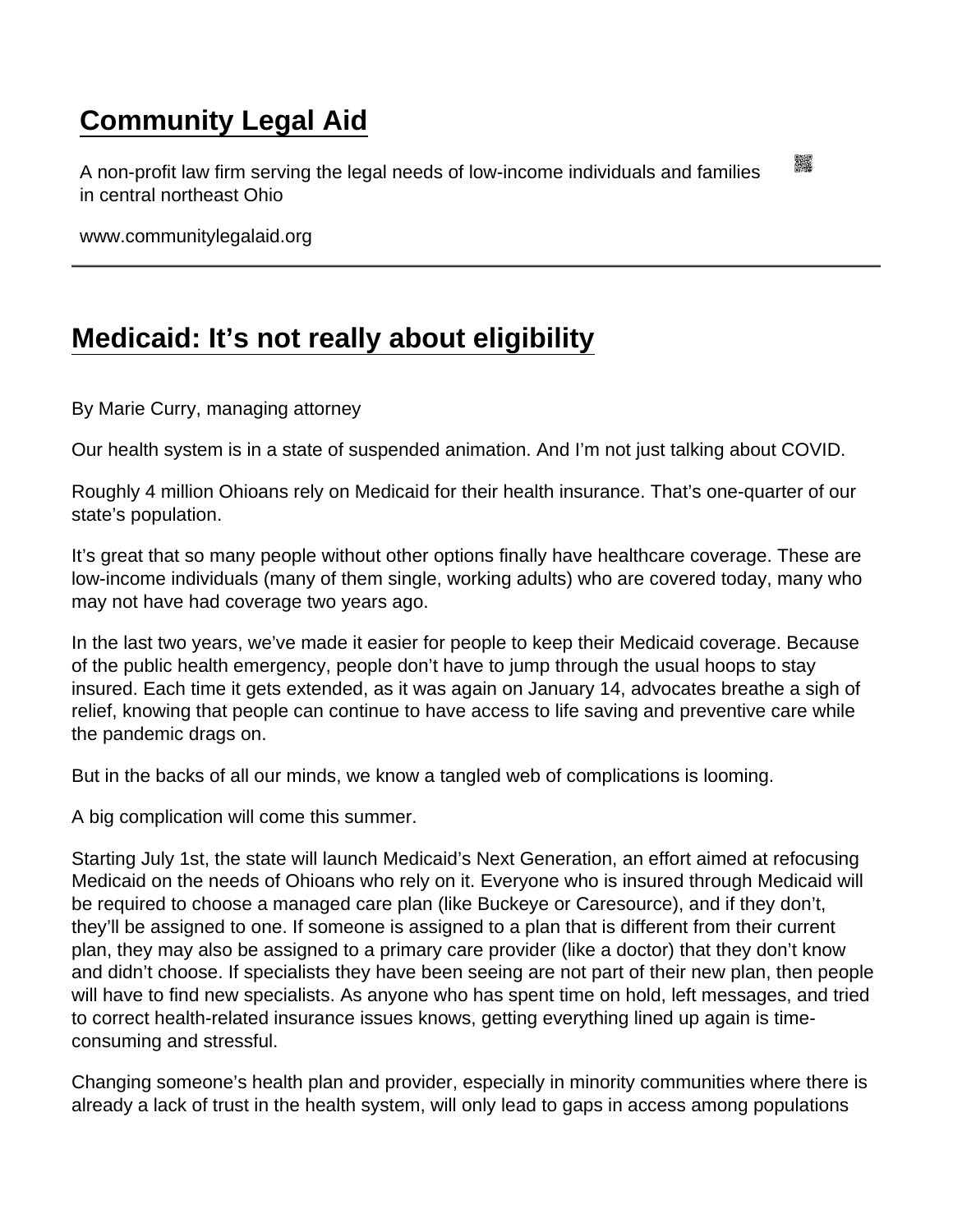# Community Legal Aid

A non-profit law firm serving the legal needs of low-income individuals and families in central northeast Ohio

www.communitylegalaid.org

---

## Medicaid: It's not really about eligibility

By Marie Curry, managing attorney

Our health system is in a state of suspended animation. And I'm not just talking about COVID.

Roughly 4 million Ohioans rely on Medicaid for their health insurance. That's one-quarter of our state's population.

It's great that so many people without other options finally have healthcare coverage. These are low-income individuals (many of them single, working adults) who are covered today, many who may not have had coverage two years ago.

In the last two years, we've made it easier for people to keep their Medicaid coverage. Because of the public health emergency, people don't have to jump through the usual hoops to stay insured. Each time it gets extended, as it was again on January 14, advocates breathe a sigh of relief, knowing that people can continue to have access to life saving and preventive care while the pandemic drags on.

But in the backs of all our minds, we know a tangled web of complications is looming.

A big complication will come this summer.

Starting July 1st, the state will launch Medicaid's Next Generation, an effort aimed at refocusing Medicaid on the needs of Ohioans who rely on it. Everyone who is insured through Medicaid will be required to choose a managed care plan (like Buckeye or Caresource), and if they don't, they'll be assigned to one. If someone is assigned to a plan that is different from their current plan, they may also be assigned to a primary care provider (like a doctor) that they don't know and didn't choose. If specialists they have been seeing are not part of their new plan, then people will have to find new specialists. As anyone who has spent time on hold, left messages, and tried to correct health-related insurance issues knows, getting everything lined up again is time-consuming and stressful.

Changing someone's health plan and provider, especially in minority communities where there is already a lack of trust in the health system, will only lead to gaps in access among populations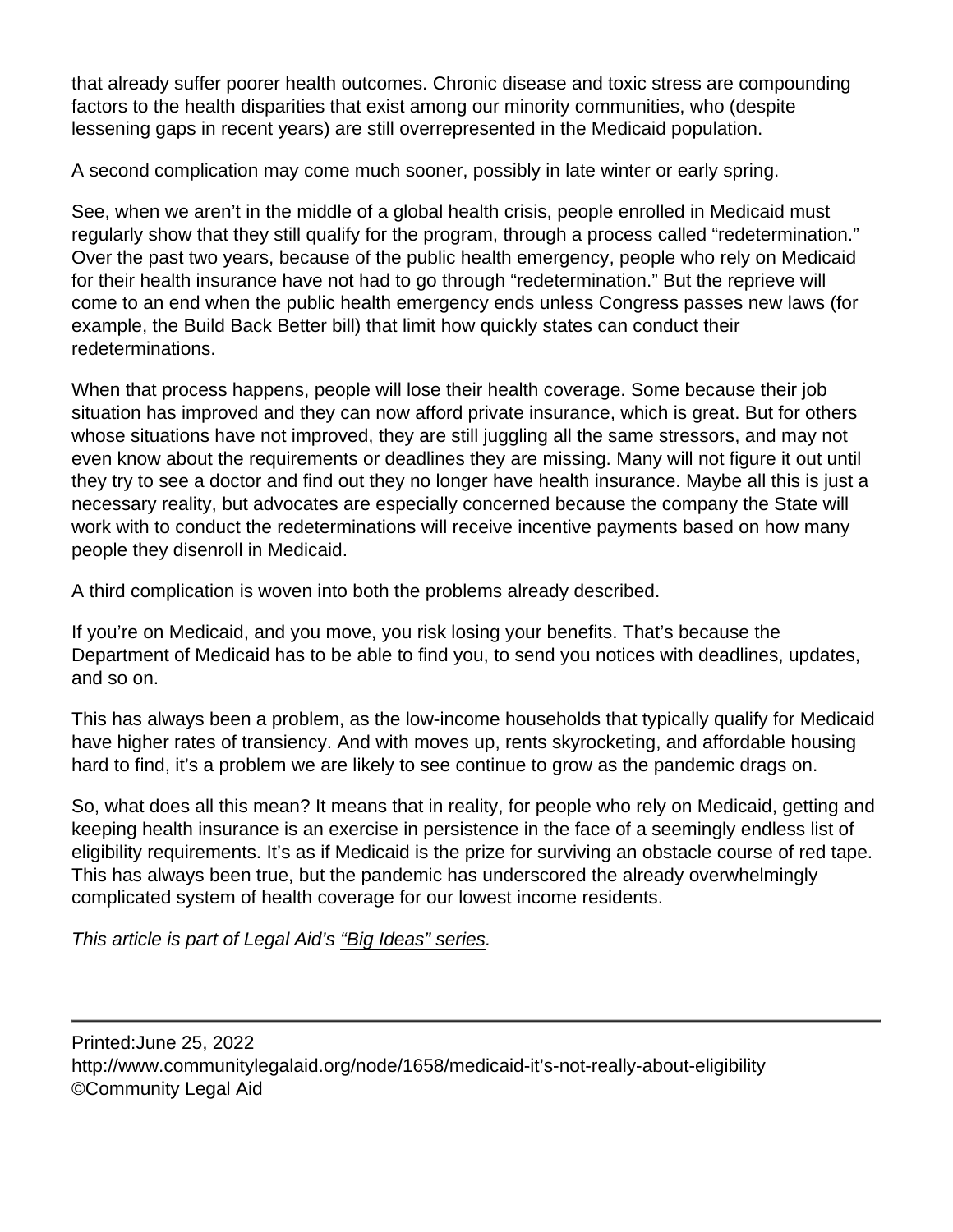that already suffer poorer health outcomes. Chronic disease and toxic stress are compounding factors to the health disparities that exist among our minority communities, who (despite lessening gaps in recent years) are still overrepresented in the Medicaid population.

A second complication may come much sooner, possibly in late winter or early spring.

See, when we aren't in the middle of a global health crisis, people enrolled in Medicaid must regularly show that they still qualify for the program, through a process called "redetermination." Over the past two years, because of the public health emergency, people who rely on Medicaid for their health insurance have not had to go through "redetermination." But the reprieve will come to an end when the public health emergency ends unless Congress passes new laws (for example, the Build Back Better bill) that limit how quickly states can conduct their redeterminations.

When that process happens, people will lose their health coverage. Some because their job situation has improved and they can now afford private insurance, which is great. But for others whose situations have not improved, they are still juggling all the same stressors, and may not even know about the requirements or deadlines they are missing. Many will not figure it out until they try to see a doctor and find out they no longer have health insurance. Maybe all this is just a necessary reality, but advocates are especially concerned because the company the State will work with to conduct the redeterminations will receive incentive payments based on how many people they disenroll in Medicaid.

A third complication is woven into both the problems already described.

If you're on Medicaid, and you move, you risk losing your benefits. That's because the Department of Medicaid has to be able to find you, to send you notices with deadlines, updates, and so on.

This has always been a problem, as the low-income households that typically qualify for Medicaid have higher rates of transiency. And with moves up, rents skyrocketing, and affordable housing hard to find, it's a problem we are likely to see continue to grow as the pandemic drags on.

So, what does all this mean? It means that in reality, for people who rely on Medicaid, getting and keeping health insurance is an exercise in persistence in the face of a seemingly endless list of eligibility requirements. It's as if Medicaid is the prize for surviving an obstacle course of red tape. This has always been true, but the pandemic has underscored the already overwhelmingly complicated system of health coverage for our lowest income residents.

*This article is part of Legal Aid's "Big Ideas" series.*

---

Printed:June 25, 2022
http://www.communitylegalaid.org/node/1658/medicaid-it's-not-really-about-eligibility
©Community Legal Aid